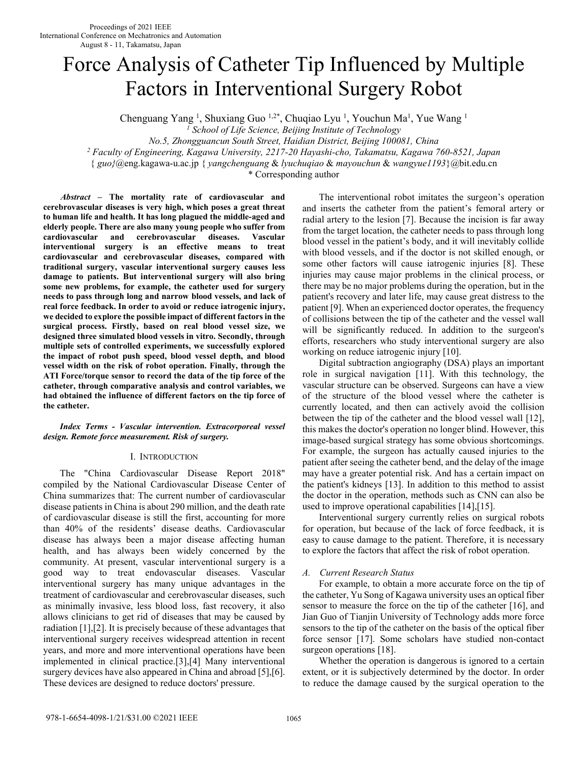# Force Analysis of Catheter Tip Influenced by Multiple Factors in Interventional Surgery Robot

Chenguang Yang [1], Shuxiang Guo [1,2*], Chuqiao Lyu [1], Youchun Ma[1], Yue Wang [1]

[1] *School of Life Science, Beijing Institute of Technology*

*No.5, Zhongguancun South Street, Haidian District, Beijing 100081, China*

[2] *Faculty of Engineering, Kagawa University, 2217-20 Hayashi-cho, Takamatsu, Kagawa 760-8521, Japan*

{ *guo}*@eng.kagawa-u.ac.jp { *yangchenguang* & *lyuchuqiao* & *mayouchun* & *wangyue1193*}@bit.edu.cn

\* Corresponding author

***Abstract* – The mortality rate of cardiovascular and cerebrovascular diseases is very high, which poses a great threat to human life and health. It has long plagued the middle-aged and elderly people. There are also many young people who suffer from cardiovascular and cerebrovascular diseases. Vascular interventional surgery is an effective means to treat cardiovascular and cerebrovascular diseases, compared with traditional surgery, vascular interventional surgery causes less damage to patients. But interventional surgery will also bring some new problems, for example, the catheter used for surgery needs to pass through long and narrow blood vessels, and lack of real force feedback. In order to avoid or reduce iatrogenic injury, we decided to explore the possible impact of different factors in the surgical process. Firstly, based on real blood vessel size, we designed three simulated blood vessels in vitro. Secondly, through multiple sets of controlled experiments, we successfully explored the impact of robot push speed, blood vessel depth, and blood vessel width on the risk of robot operation. Finally, through the ATI Force/torque sensor to record the data of the tip force of the catheter, through comparative analysis and control variables, we had obtained the influence of different factors on the tip force of the catheter.**

***Index Terms - Vascular intervention. Extracorporeal vessel design. Remote force measurement. Risk of surgery.***

## I. INTRODUCTION

The "China Cardiovascular Disease Report 2018" compiled by the National Cardiovascular Disease Center of China summarizes that: The current number of cardiovascular disease patients in China is about 290 million, and the death rate of cardiovascular disease is still the first, accounting for more than 40% of the residents' disease deaths. Cardiovascular disease has always been a major disease affecting human health, and has always been widely concerned by the community. At present, vascular interventional surgery is a good way to treat endovascular diseases. Vascular interventional surgery has many unique advantages in the treatment of cardiovascular and cerebrovascular diseases, such as minimally invasive, less blood loss, fast recovery, it also allows clinicians to get rid of diseases that may be caused by radiation [1],[2]. It is precisely because of these advantages that interventional surgery receives widespread attention in recent years, and more and more interventional operations have been implemented in clinical practice.[3],[4] Many interventional surgery devices have also appeared in China and abroad [5],[6]. These devices are designed to reduce doctors' pressure.

The interventional robot imitates the surgeon's operation and inserts the catheter from the patient's femoral artery or radial artery to the lesion [7]. Because the incision is far away from the target location, the catheter needs to pass through long blood vessel in the patient's body, and it will inevitably collide with blood vessels, and if the doctor is not skilled enough, or some other factors will cause iatrogenic injuries [8]. These injuries may cause major problems in the clinical process, or there may be no major problems during the operation, but in the patient's recovery and later life, may cause great distress to the patient [9]. When an experienced doctor operates, the frequency of collisions between the tip of the catheter and the vessel wall will be significantly reduced. In addition to the surgeon's efforts, researchers who study interventional surgery are also working on reduce iatrogenic injury [10].

Digital subtraction angiography (DSA) plays an important role in surgical navigation [11]. With this technology, the vascular structure can be observed. Surgeons can have a view of the structure of the blood vessel where the catheter is currently located, and then can actively avoid the collision between the tip of the catheter and the blood vessel wall [12], this makes the doctor's operation no longer blind. However, this image-based surgical strategy has some obvious shortcomings. For example, the surgeon has actually caused injuries to the patient after seeing the catheter bend, and the delay of the image may have a greater potential risk. And has a certain impact on the patient's kidneys [13]. In addition to this method to assist the doctor in the operation, methods such as CNN can also be used to improve operational capabilities [14],[15].

Interventional surgery currently relies on surgical robots for operation, but because of the lack of force feedback, it is easy to cause damage to the patient. Therefore, it is necessary to explore the factors that affect the risk of robot operation.

### *A. Current Research Status*

For example, to obtain a more accurate force on the tip of the catheter, Yu Song of Kagawa university uses an optical fiber sensor to measure the force on the tip of the catheter [16], and Jian Guo of Tianjin University of Technology adds more force sensors to the tip of the catheter on the basis of the optical fiber force sensor [17]. Some scholars have studied non-contact surgeon operations [18].

Whether the operation is dangerous is ignored to a certain extent, or it is subjectively determined by the doctor. In order to reduce the damage caused by the surgical operation to the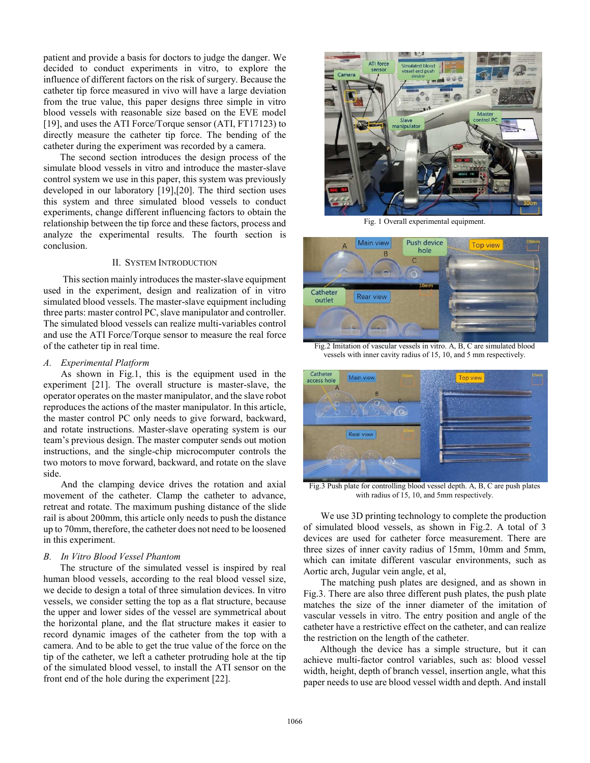patient and provide a basis for doctors to judge the danger. We decided to conduct experiments in vitro, to explore the influence of different factors on the risk of surgery. Because the catheter tip force measured in vivo will have a large deviation from the true value, this paper designs three simple in vitro blood vessels with reasonable size based on the EVE model [19], and uses the ATI Force/Torque sensor (ATI, FT17123) to directly measure the catheter tip force. The bending of the catheter during the experiment was recorded by a camera.

The second section introduces the design process of the simulate blood vessels in vitro and introduce the master-slave control system we use in this paper, this system was previously developed in our laboratory [19],[20]. The third section uses this system and three simulated blood vessels to conduct experiments, change different influencing factors to obtain the relationship between the tip force and these factors, process and analyze the experimental results. The fourth section is conclusion.

## II. System Introduction

This section mainly introduces the master-slave equipment used in the experiment, design and realization of in vitro simulated blood vessels. The master-slave equipment including three parts: master control PC, slave manipulator and controller. The simulated blood vessels can realize multi-variables control and use the ATI Force/Torque sensor to measure the real force of the catheter tip in real time.

### *A. Experimental Platform*

As shown in Fig.1, this is the equipment used in the experiment [21]. The overall structure is master-slave, the operator operates on the master manipulator, and the slave robot reproduces the actions of the master manipulator. In this article, the master control PC only needs to give forward, backward, and rotate instructions. Master-slave operating system is our team's previous design. The master computer sends out motion instructions, and the single-chip microcomputer controls the two motors to move forward, backward, and rotate on the slave side.

And the clamping device drives the rotation and axial movement of the catheter. Clamp the catheter to advance, retreat and rotate. The maximum pushing distance of the slide rail is about 200mm, this article only needs to push the distance up to 70mm, therefore, the catheter does not need to be loosened in this experiment.

### *B. In Vitro Blood Vessel Phantom*

The structure of the simulated vessel is inspired by real human blood vessels, according to the real blood vessel size, we decide to design a total of three simulation devices. In vitro vessels, we consider setting the top as a flat structure, because the upper and lower sides of the vessel are symmetrical about the horizontal plane, and the flat structure makes it easier to record dynamic images of the catheter from the top with a camera. And to be able to get the true value of the force on the tip of the catheter, we left a catheter protruding hole at the tip of the simulated blood vessel, to install the ATI sensor on the front end of the hole during the experiment [22].

Fig. 1 Overall experimental equipment.

Fig.2 Imitation of vascular vessels in vitro. A, B, C are simulated blood vessels with inner cavity radius of 15, 10, and 5 mm respectively.

Fig.3 Push plate for controlling blood vessel depth. A, B, C are push plates with radius of 15, 10, and 5mm respectively.

We use 3D printing technology to complete the production of simulated blood vessels, as shown in Fig.2. A total of 3 devices are used for catheter force measurement. There are three sizes of inner cavity radius of 15mm, 10mm and 5mm, which can imitate different vascular environments, such as Aortic arch, Jugular vein angle, et al,

The matching push plates are designed, and as shown in Fig.3. There are also three different push plates, the push plate matches the size of the inner diameter of the imitation of vascular vessels in vitro. The entry position and angle of the catheter have a restrictive effect on the catheter, and can realize the restriction on the length of the catheter.

Although the device has a simple structure, but it can achieve multi-factor control variables, such as: blood vessel width, height, depth of branch vessel, insertion angle, what this paper needs to use are blood vessel width and depth. And install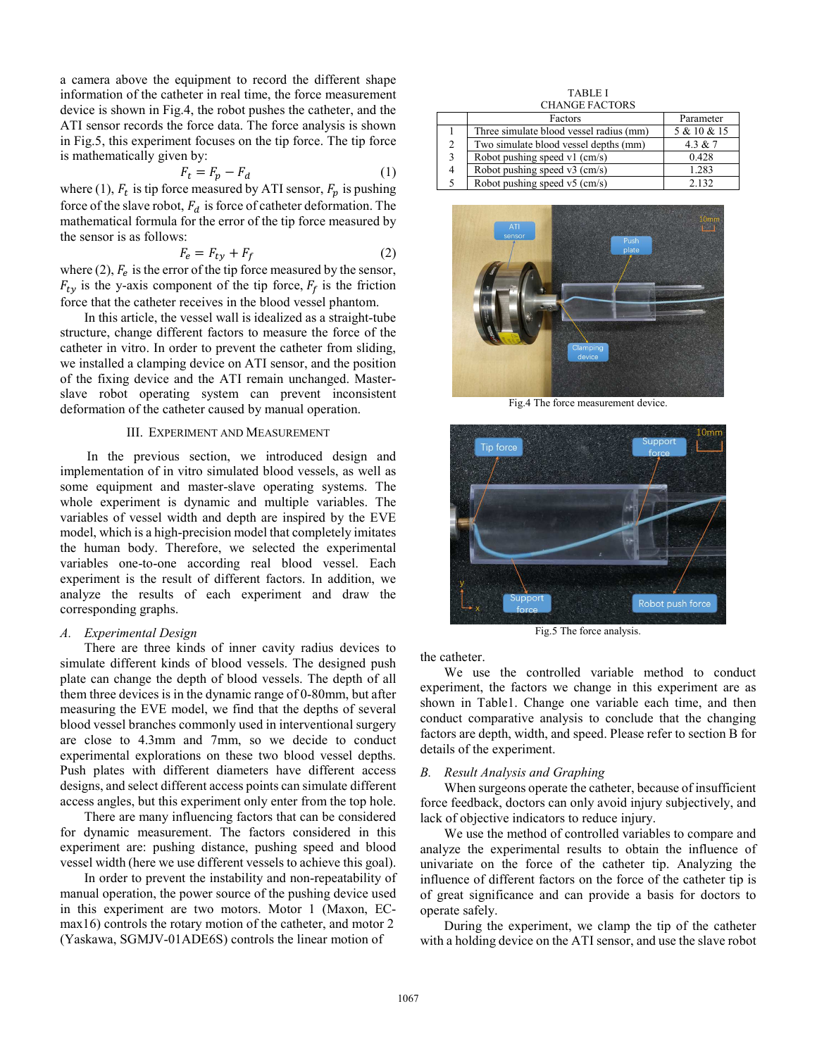a camera above the equipment to record the different shape information of the catheter in real time, the force measurement device is shown in Fig.4, the robot pushes the catheter, and the ATI sensor records the force data. The force analysis is shown in Fig.5, this experiment focuses on the tip force. The tip force is mathematically given by:

$$F_t = F_p - F_d \tag{1}$$

where (1), $F_t$ is tip force measured by ATI sensor, $F_p$ is pushing force of the slave robot, $F_d$ is force of catheter deformation. The mathematical formula for the error of the tip force measured by the sensor is as follows:

$$F_e = F_{ty} + F_f \tag{2}$$

where (2), $F_e$ is the error of the tip force measured by the sensor, $F_{ty}$ is the y-axis component of the tip force, $F_f$ is the friction force that the catheter receives in the blood vessel phantom.

In this article, the vessel wall is idealized as a straight-tube structure, change different factors to measure the force of the catheter in vitro. In order to prevent the catheter from sliding, we installed a clamping device on ATI sensor, and the position of the fixing device and the ATI remain unchanged. Master-slave robot operating system can prevent inconsistent deformation of the catheter caused by manual operation.

## III. Experiment and Measurement

In the previous section, we introduced design and implementation of in vitro simulated blood vessels, as well as some equipment and master-slave operating systems. The whole experiment is dynamic and multiple variables. The variables of vessel width and depth are inspired by the EVE model, which is a high-precision model that completely imitates the human body. Therefore, we selected the experimental variables one-to-one according real blood vessel. Each experiment is the result of different factors. In addition, we analyze the results of each experiment and draw the corresponding graphs.

### A. *Experimental Design*

There are three kinds of inner cavity radius devices to simulate different kinds of blood vessels. The designed push plate can change the depth of blood vessels. The depth of all them three devices is in the dynamic range of 0-80mm, but after measuring the EVE model, we find that the depths of several blood vessel branches commonly used in interventional surgery are close to 4.3mm and 7mm, so we decide to conduct experimental explorations on these two blood vessel depths. Push plates with different diameters have different access designs, and select different access points can simulate different access angles, but this experiment only enter from the top hole.

There are many influencing factors that can be considered for dynamic measurement. The factors considered in this experiment are: pushing distance, pushing speed and blood vessel width (here we use different vessels to achieve this goal).

In order to prevent the instability and non-repeatability of manual operation, the power source of the pushing device used in this experiment are two motors. Motor 1 (Maxon, EC-max16) controls the rotary motion of the catheter, and motor 2 (Yaskawa, SGMJV-01ADE6S) controls the linear motion of the catheter.

TABLE I
CHANGE FACTORS

| | Factors | Parameter |
|---|---|---|
| 1 | Three simulate blood vessel radius (mm) | 5 & 10 & 15 |
| 2 | Two simulate blood vessel depths (mm) | 4.3 & 7 |
| 3 | Robot pushing speed v1 (cm/s) | 0.428 |
| 4 | Robot pushing speed v3 (cm/s) | 1.283 |
| 5 | Robot pushing speed v5 (cm/s) | 2.132 |

Fig.4 The force measurement device.

Fig.5 The force analysis.

We use the controlled variable method to conduct experiment, the factors we change in this experiment are as shown in Table1. Change one variable each time, and then conduct comparative analysis to conclude that the changing factors are depth, width, and speed. Please refer to section B for details of the experiment.

### B. *Result Analysis and Graphing*

When surgeons operate the catheter, because of insufficient force feedback, doctors can only avoid injury subjectively, and lack of objective indicators to reduce injury.

We use the method of controlled variables to compare and analyze the experimental results to obtain the influence of univariate on the force of the catheter tip. Analyzing the influence of different factors on the force of the catheter tip is of great significance and can provide a basis for doctors to operate safely.

During the experiment, we clamp the tip of the catheter with a holding device on the ATI sensor, and use the slave robot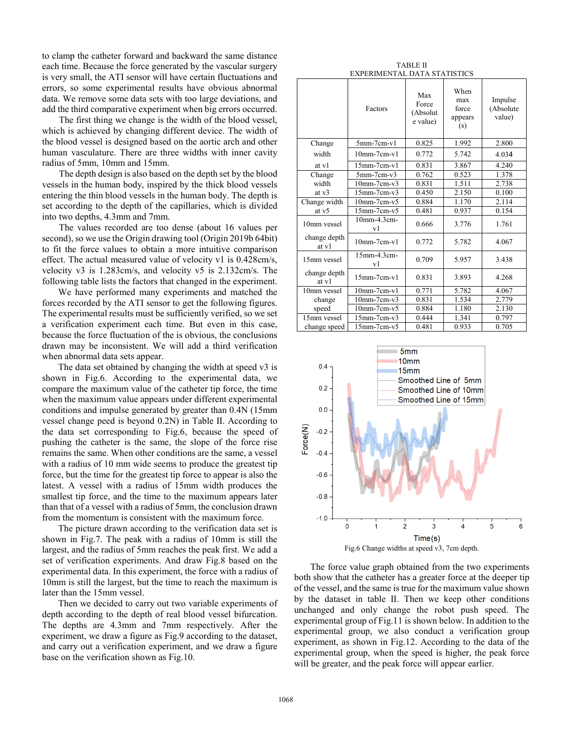to clamp the catheter forward and backward the same distance each time. Because the force generated by the vascular surgery is very small, the ATI sensor will have certain fluctuations and errors, so some experimental results have obvious abnormal data. We remove some data sets with too large deviations, and add the third comparative experiment when big errors occurred.

The first thing we change is the width of the blood vessel, which is achieved by changing different device. The width of the blood vessel is designed based on the aortic arch and other human vasculature. There are three widths with inner cavity radius of 5mm, 10mm and 15mm.

The depth design is also based on the depth set by the blood vessels in the human body, inspired by the thick blood vessels entering the thin blood vessels in the human body. The depth is set according to the depth of the capillaries, which is divided into two depths, 4.3mm and 7mm.

The values recorded are too dense (about 16 values per second), so we use the Origin drawing tool (Origin 2019b 64bit) to fit the force values to obtain a more intuitive comparison effect. The actual measured value of velocity v1 is 0.428cm/s, velocity v3 is 1.283cm/s, and velocity v5 is 2.132cm/s. The following table lists the factors that changed in the experiment.

We have performed many experiments and matched the forces recorded by the ATI sensor to get the following figures. The experimental results must be sufficiently verified, so we set a verification experiment each time. But even in this case, because the force fluctuation of the is obvious, the conclusions drawn may be inconsistent. We will add a third verification when abnormal data sets appear.

The data set obtained by changing the width at speed v3 is shown in Fig.6. According to the experimental data, we compare the maximum value of the catheter tip force, the time when the maximum value appears under different experimental conditions and impulse generated by greater than 0.4N (15mm vessel change peed is beyond 0.2N) in Table II. According to the data set corresponding to Fig.6, because the speed of pushing the catheter is the same, the slope of the force rise remains the same. When other conditions are the same, a vessel with a radius of 10 mm wide seems to produce the greatest tip force, but the time for the greatest tip force to appear is also the latest. A vessel with a radius of 15mm width produces the smallest tip force, and the time to the maximum appears later than that of a vessel with a radius of 5mm, the conclusion drawn from the momentum is consistent with the maximum force.

The picture drawn according to the verification data set is shown in Fig.7. The peak with a radius of 10mm is still the largest, and the radius of 5mm reaches the peak first. We add a set of verification experiments. And draw Fig.8 based on the experimental data. In this experiment, the force with a radius of 10mm is still the largest, but the time to reach the maximum is later than the 15mm vessel.

Then we decided to carry out two variable experiments of depth according to the depth of real blood vessel bifurcation. The depths are 4.3mm and 7mm respectively. After the experiment, we draw a figure as Fig.9 according to the dataset, and carry out a verification experiment, and we draw a figure base on the verification shown as Fig.10.

TABLE II
EXPERIMENTAL DATA STATISTICS

| | Factors | Max Force (Absolute value) | When max force appears (s) | Impulse (Absolute value) |
|---|---|---|---|---|
| Change width at v1 | 5mm-7cm-v1 | 0.825 | 1.992 | 2.800 |
| | 10mm-7cm-v1 | 0.772 | 5.742 | 4.034 |
| | 15mm-7cm-v1 | 0.831 | 3.867 | 4.240 |
| Change width at v3 | 5mm-7cm-v3 | 0.762 | 0.523 | 1.378 |
| | 10mm-7cm-v3 | 0.831 | 1.511 | 2.738 |
| | 15mm-7cm-v3 | 0.450 | 2.150 | 0.100 |
| Change width at v5 | 10mm-7cm-v5 | 0.884 | 1.170 | 2.114 |
| | 15mm-7cm-v5 | 0.481 | 0.937 | 0.154 |
| 10mm vessel change depth at v1 | 10mm-4.3cm-v1 | 0.666 | 3.776 | 1.761 |
| | 10mm-7cm-v1 | 0.772 | 5.782 | 4.067 |
| 15mm vessel change depth at v1 | 15mm-4.3cm-v1 | 0.709 | 5.957 | 3.438 |
| | 15mm-7cm-v1 | 0.831 | 3.893 | 4.268 |
| 10mm vessel change speed | 10mm-7cm-v1 | 0.771 | 5.782 | 4.067 |
| | 10mm-7cm-v3 | 0.831 | 1.534 | 2.779 |
| | 10mm-7cm-v5 | 0.884 | 1.180 | 2.130 |
| 15mm vessel change speed | 15mm-7cm-v3 | 0.444 | 1.341 | 0.797 |
| | 15mm-7cm-v5 | 0.481 | 0.933 | 0.705 |

Fig.6 Change widths at speed v3, 7cm depth.

The force value graph obtained from the two experiments both show that the catheter has a greater force at the deeper tip of the vessel, and the same is true for the maximum value shown by the dataset in table II. Then we keep other conditions unchanged and only change the robot push speed. The experimental group of Fig.11 is shown below. In addition to the experimental group, we also conduct a verification group experiment, as shown in Fig.12. According to the data of the experimental group, when the speed is higher, the peak force will be greater, and the peak force will appear earlier.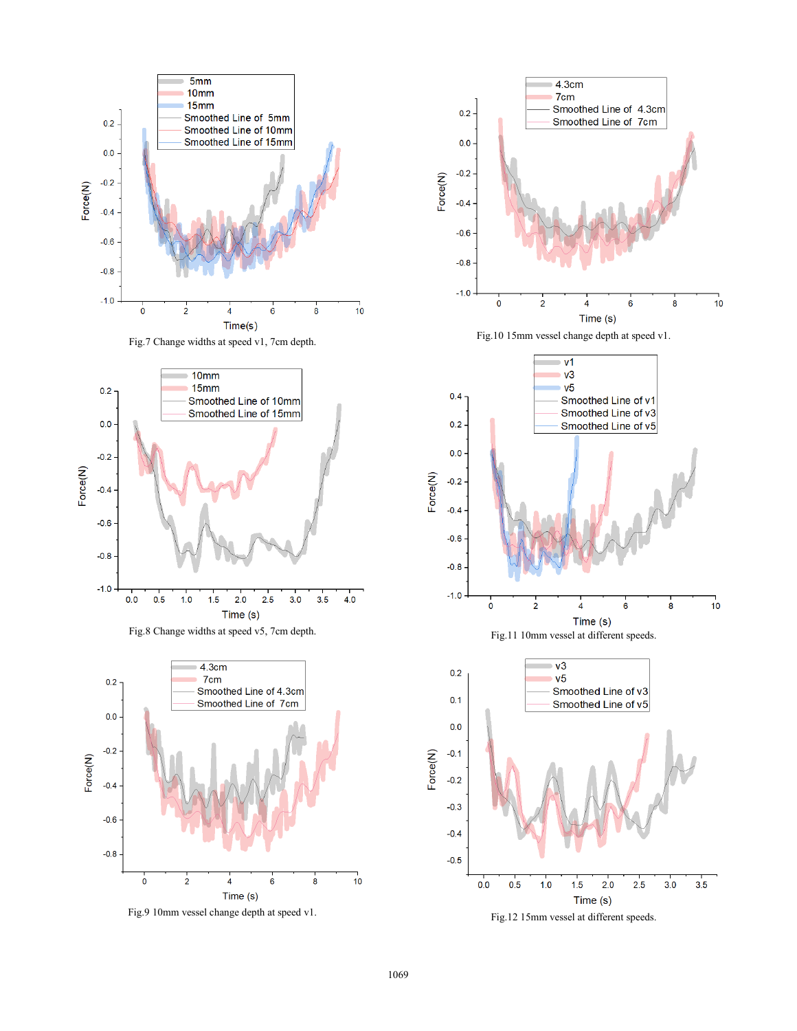Fig.7 Change widths at speed v1, 7cm depth.

Fig.10 15mm vessel change depth at speed v1.

Fig.8 Change widths at speed v5, 7cm depth.

Fig.11 10mm vessel at different speeds.

Fig.9 10mm vessel change depth at speed v1.

Fig.12 15mm vessel at different speeds.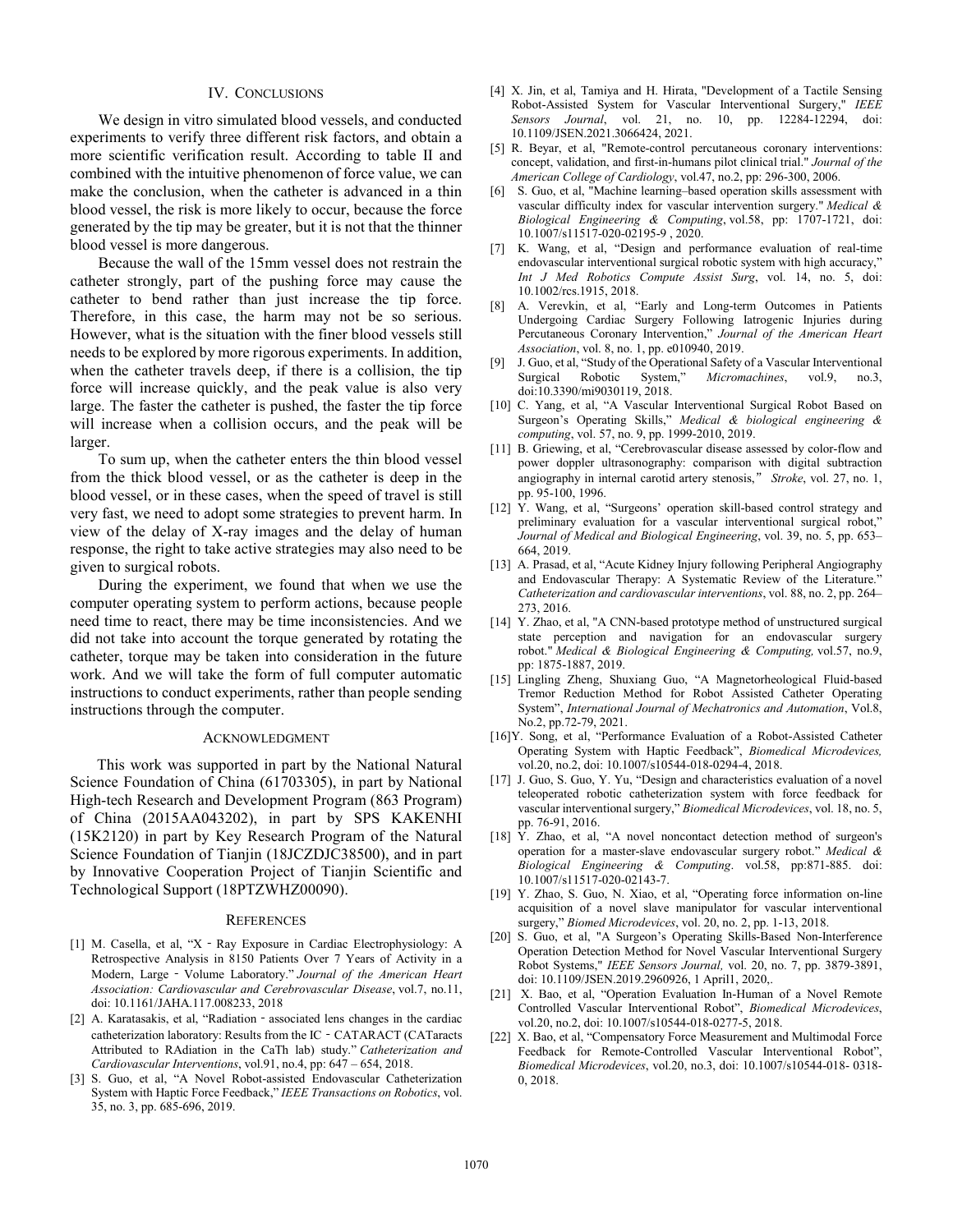## IV. Conclusions

We design in vitro simulated blood vessels, and conducted experiments to verify three different risk factors, and obtain a more scientific verification result. According to table II and combined with the intuitive phenomenon of force value, we can make the conclusion, when the catheter is advanced in a thin blood vessel, the risk is more likely to occur, because the force generated by the tip may be greater, but it is not that the thinner blood vessel is more dangerous.

Because the wall of the 15mm vessel does not restrain the catheter strongly, part of the pushing force may cause the catheter to bend rather than just increase the tip force. Therefore, in this case, the harm may not be so serious. However, what is the situation with the finer blood vessels still needs to be explored by more rigorous experiments. In addition, when the catheter travels deep, if there is a collision, the tip force will increase quickly, and the peak value is also very large. The faster the catheter is pushed, the faster the tip force will increase when a collision occurs, and the peak will be larger.

To sum up, when the catheter enters the thin blood vessel from the thick blood vessel, or as the catheter is deep in the blood vessel, or in these cases, when the speed of travel is still very fast, we need to adopt some strategies to prevent harm. In view of the delay of X-ray images and the delay of human response, the right to take active strategies may also need to be given to surgical robots.

During the experiment, we found that when we use the computer operating system to perform actions, because people need time to react, there may be time inconsistencies. And we did not take into account the torque generated by rotating the catheter, torque may be taken into consideration in the future work. And we will take the form of full computer automatic instructions to conduct experiments, rather than people sending instructions through the computer.

## Acknowledgment

This work was supported in part by the National Natural Science Foundation of China (61703305), in part by National High-tech Research and Development Program (863 Program) of China (2015AA043202), in part by SPS KAKENHI (15K2120) in part by Key Research Program of the Natural Science Foundation of Tianjin (18JCZDJC38500), and in part by Innovative Cooperation Project of Tianjin Scientific and Technological Support (18PTZWHZ00090).

## References

[1] M. Casella, et al, "X‐Ray Exposure in Cardiac Electrophysiology: A Retrospective Analysis in 8150 Patients Over 7 Years of Activity in a Modern, Large‐Volume Laboratory." *Journal of the American Heart Association: Cardiovascular and Cerebrovascular Disease*, vol.7, no.11, doi: 10.1161/JAHA.117.008233, 2018

[2] A. Karatasakis, et al, "Radiation‐associated lens changes in the cardiac catheterization laboratory: Results from the IC‐CATARACT (CATaracts Attributed to RAdiation in the CaTh lab) study." *Catheterization and Cardiovascular Interventions*, vol.91, no.4, pp: 647 – 654, 2018.

[3] S. Guo, et al, "A Novel Robot-assisted Endovascular Catheterization System with Haptic Force Feedback," *IEEE Transactions on Robotics*, vol. 35, no. 3, pp. 685-696, 2019.

[4] X. Jin, et al, Tamiya and H. Hirata, "Development of a Tactile Sensing Robot-Assisted System for Vascular Interventional Surgery," *IEEE Sensors Journal*, vol. 21, no. 10, pp. 12284-12294, doi: 10.1109/JSEN.2021.3066424, 2021.

[5] R. Beyar, et al, "Remote-control percutaneous coronary interventions: concept, validation, and first-in-humans pilot clinical trial." *Journal of the American College of Cardiology*, vol.47, no.2, pp: 296-300, 2006.

[6] S. Guo, et al, "Machine learning–based operation skills assessment with vascular difficulty index for vascular intervention surgery." *Medical & Biological Engineering & Computing*, vol.58, pp: 1707-1721, doi: 10.1007/s11517-020-02195-9 , 2020.

[7] K. Wang, et al, "Design and performance evaluation of real-time endovascular interventional surgical robotic system with high accuracy," *Int J Med Robotics Compute Assist Surg*, vol. 14, no. 5, doi: 10.1002/rcs.1915, 2018.

[8] A. Verevkin, et al, "Early and Long-term Outcomes in Patients Undergoing Cardiac Surgery Following Iatrogenic Injuries during Percutaneous Coronary Intervention," *Journal of the American Heart Association*, vol. 8, no. 1, pp. e010940, 2019.

[9] J. Guo, et al, "Study of the Operational Safety of a Vascular Interventional Surgical Robotic System," *Micromachines*, vol.9, no.3, doi:10.3390/mi9030119, 2018.

[10] C. Yang, et al, "A Vascular Interventional Surgical Robot Based on Surgeon's Operating Skills," *Medical & biological engineering & computing*, vol. 57, no. 9, pp. 1999-2010, 2019.

[11] B. Griewing, et al, "Cerebrovascular disease assessed by color-flow and power doppler ultrasonography: comparison with digital subtraction angiography in internal carotid artery stenosis," *Stroke*, vol. 27, no. 1, pp. 95-100, 1996.

[12] Y. Wang, et al, "Surgeons' operation skill-based control strategy and preliminary evaluation for a vascular interventional surgical robot," *Journal of Medical and Biological Engineering*, vol. 39, no. 5, pp. 653–664, 2019.

[13] A. Prasad, et al, "Acute Kidney Injury following Peripheral Angiography and Endovascular Therapy: A Systematic Review of the Literature." *Catheterization and cardiovascular interventions*, vol. 88, no. 2, pp. 264–273, 2016.

[14] Y. Zhao, et al, "A CNN-based prototype method of unstructured surgical state perception and navigation for an endovascular surgery robot." *Medical & Biological Engineering & Computing,* vol.57, no.9, pp: 1875-1887, 2019.

[15] Lingling Zheng, Shuxiang Guo, "A Magnetorheological Fluid-based Tremor Reduction Method for Robot Assisted Catheter Operating System", *International Journal of Mechatronics and Automation*, Vol.8, No.2, pp.72-79, 2021.

[16]Y. Song, et al, "Performance Evaluation of a Robot-Assisted Catheter Operating System with Haptic Feedback", *Biomedical Microdevices,* vol.20, no.2, doi: 10.1007/s10544-018-0294-4, 2018.

[17] J. Guo, S. Guo, Y. Yu, "Design and characteristics evaluation of a novel teleoperated robotic catheterization system with force feedback for vascular interventional surgery," *Biomedical Microdevices*, vol. 18, no. 5, pp. 76-91, 2016.

[18] Y. Zhao, et al, "A novel noncontact detection method of surgeon's operation for a master-slave endovascular surgery robot." *Medical & Biological Engineering & Computing*. vol.58, pp:871-885. doi: 10.1007/s11517-020-02143-7.

[19] Y. Zhao, S. Guo, N. Xiao, et al, "Operating force information on-line acquisition of a novel slave manipulator for vascular interventional surgery," *Biomed Microdevices*, vol. 20, no. 2, pp. 1-13, 2018.

[20] S. Guo, et al, "A Surgeon's Operating Skills-Based Non-Interference Operation Detection Method for Novel Vascular Interventional Surgery Robot Systems," *IEEE Sensors Journal,* vol. 20, no. 7, pp. 3879-3891, doi: 10.1109/JSEN.2019.2960926, 1 April1, 2020,.

[21] X. Bao, et al, "Operation Evaluation In-Human of a Novel Remote Controlled Vascular Interventional Robot", *Biomedical Microdevices*, vol.20, no.2, doi: 10.1007/s10544-018-0277-5, 2018.

[22] X. Bao, et al, "Compensatory Force Measurement and Multimodal Force Feedback for Remote-Controlled Vascular Interventional Robot", *Biomedical Microdevices*, vol.20, no.3, doi: 10.1007/s10544-018- 0318-0, 2018.